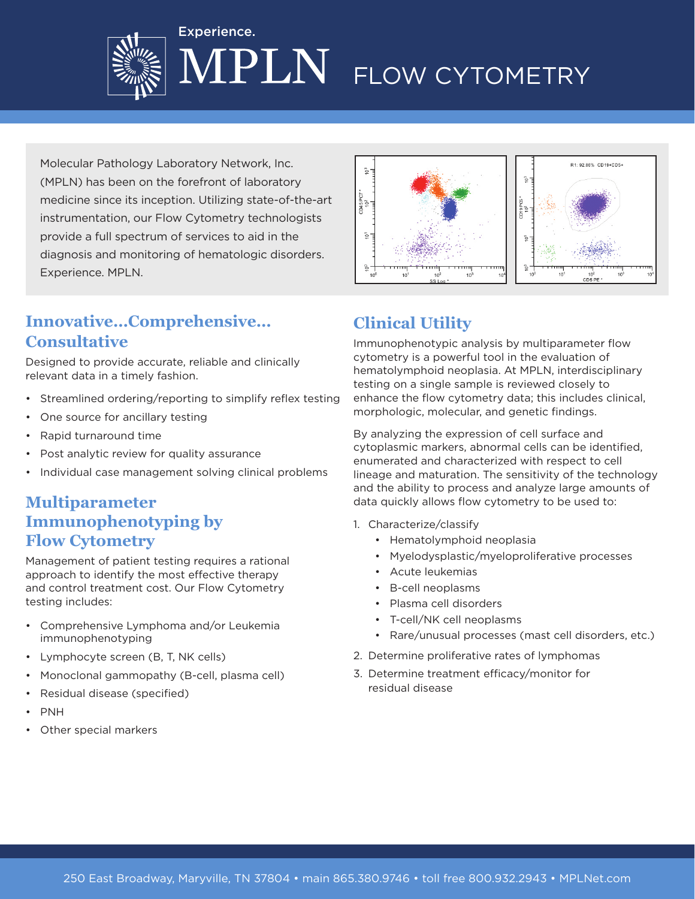Experience.

# MPLN FLOW CYTOMETRY

Molecular Pathology Laboratory Network, Inc. (MPLN) has been on the forefront of laboratory medicine since its inception. Utilizing state-of-the-art instrumentation, our Flow Cytometry technologists provide a full spectrum of services to aid in the diagnosis and monitoring of hematologic disorders. Experience. MPLN.

## Innovative…Comprehensive…Consultative

Designed to provide accurate, reliable and clinically relevant data in a timely fashion.

- Streamlined ordering/reporting to simplify reflex testing
- One source for ancillary testing
- Rapid turnaround time
- Post analytic review for quality assurance
- Individual case management solving clinical problems

## Multiparameter Immunophenotyping by Flow Cytometry

Management of patient testing requires a rational approach to identify the most effective therapy and control treatment cost. Our Flow Cytometry testing includes:

- Comprehensive Lymphoma and/or Leukemia immunophenotyping
- Lymphocyte screen (B, T, NK cells)
- Monoclonal gammopathy (B-cell, plasma cell)
- Residual disease (specified)
- PNH
- Other special markers

## Clinical Utility

Immunophenotypic analysis by multiparameter flow cytometry is a powerful tool in the evaluation of hematolymphoid neoplasia. At MPLN, interdisciplinary testing on a single sample is reviewed closely to enhance the flow cytometry data; this includes clinical, morphologic, molecular, and genetic findings.

By analyzing the expression of cell surface and cytoplasmic markers, abnormal cells can be identified, enumerated and characterized with respect to cell lineage and maturation. The sensitivity of the technology and the ability to process and analyze large amounts of data quickly allows flow cytometry to be used to:

1. Characterize/classify
   - Hematolymphoid neoplasia
   - Myelodysplastic/myeloproliferative processes
   - Acute leukemias
   - B-cell neoplasms
   - Plasma cell disorders
   - T-cell/NK cell neoplasms
   - Rare/unusual processes (mast cell disorders, etc.)
2. Determine proliferative rates of lymphomas
3. Determine treatment efficacy/monitor for residual disease

250 East Broadway, Maryville, TN 37804 • main 865.380.9746 • toll free 800.932.2943 • MPLNet.com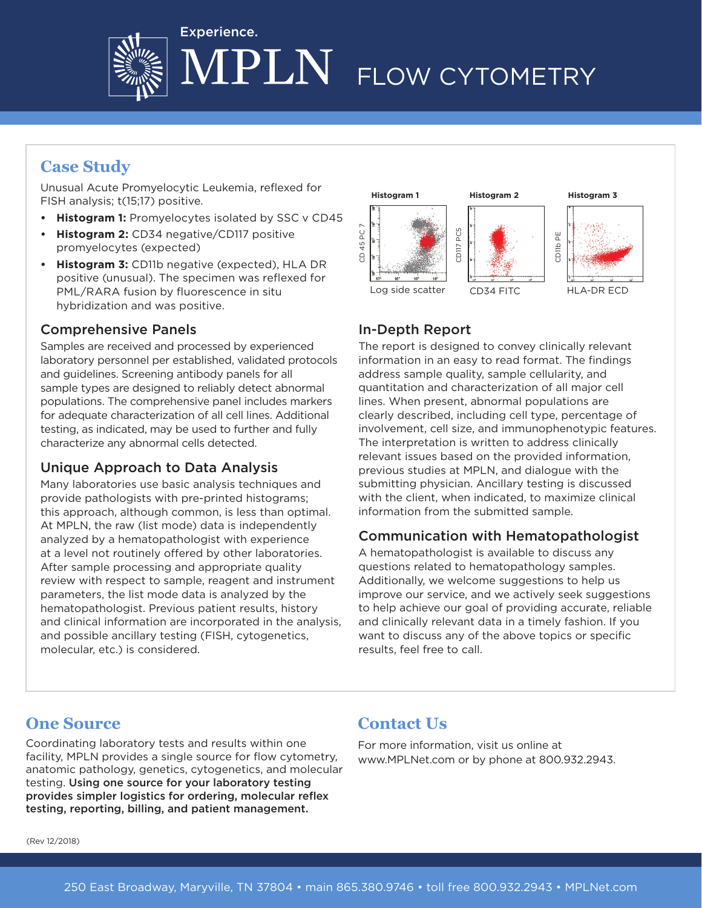Experience.

# MPLN FLOW CYTOMETRY

## Case Study

Unusual Acute Promyelocytic Leukemia, reflexed for FISH analysis; t(15;17) positive.

- **Histogram 1:** Promyelocytes isolated by SSC v CD45
- **Histogram 2:** CD34 negative/CD117 positive promyelocytes (expected)
- **Histogram 3:** CD11b negative (expected), HLA DR positive (unusual). The specimen was reflexed for PML/RARA fusion by fluorescence in situ hybridization and was positive.

Histogram 1

CD 45 PC 7

Log side scatter

Histogram 2

CD117 PC5

CD34 FITC

Histogram 3

CD11b PE

HLA-DR ECD

### Comprehensive Panels

Samples are received and processed by experienced laboratory personnel per established, validated protocols and guidelines. Screening antibody panels for all sample types are designed to reliably detect abnormal populations. The comprehensive panel includes markers for adequate characterization of all cell lines. Additional testing, as indicated, may be used to further and fully characterize any abnormal cells detected.

### Unique Approach to Data Analysis

Many laboratories use basic analysis techniques and provide pathologists with pre-printed histograms; this approach, although common, is less than optimal. At MPLN, the raw (list mode) data is independently analyzed by a hematopathologist with experience at a level not routinely offered by other laboratories. After sample processing and appropriate quality review with respect to sample, reagent and instrument parameters, the list mode data is analyzed by the hematopathologist. Previous patient results, history and clinical information are incorporated in the analysis, and possible ancillary testing (FISH, cytogenetics, molecular, etc.) is considered.

### In-Depth Report

The report is designed to convey clinically relevant information in an easy to read format. The findings address sample quality, sample cellularity, and quantitation and characterization of all major cell lines. When present, abnormal populations are clearly described, including cell type, percentage of involvement, cell size, and immunophenotypic features. The interpretation is written to address clinically relevant issues based on the provided information, previous studies at MPLN, and dialogue with the submitting physician. Ancillary testing is discussed with the client, when indicated, to maximize clinical information from the submitted sample.

### Communication with Hematopathologist

A hematopathologist is available to discuss any questions related to hematopathology samples. Additionally, we welcome suggestions to help us improve our service, and we actively seek suggestions to help achieve our goal of providing accurate, reliable and clinically relevant data in a timely fashion. If you want to discuss any of the above topics or specific results, feel free to call.

## One Source

Coordinating laboratory tests and results within one facility, MPLN provides a single source for flow cytometry, anatomic pathology, genetics, cytogenetics, and molecular testing. **Using one source for your laboratory testing provides simpler logistics for ordering, molecular reflex testing, reporting, billing, and patient management.**

## Contact Us

For more information, visit us online at www.MPLNet.com or by phone at 800.932.2943.

(Rev 12/2018)

250 East Broadway, Maryville, TN 37804 • main 865.380.9746 • toll free 800.932.2943 • MPLNet.com